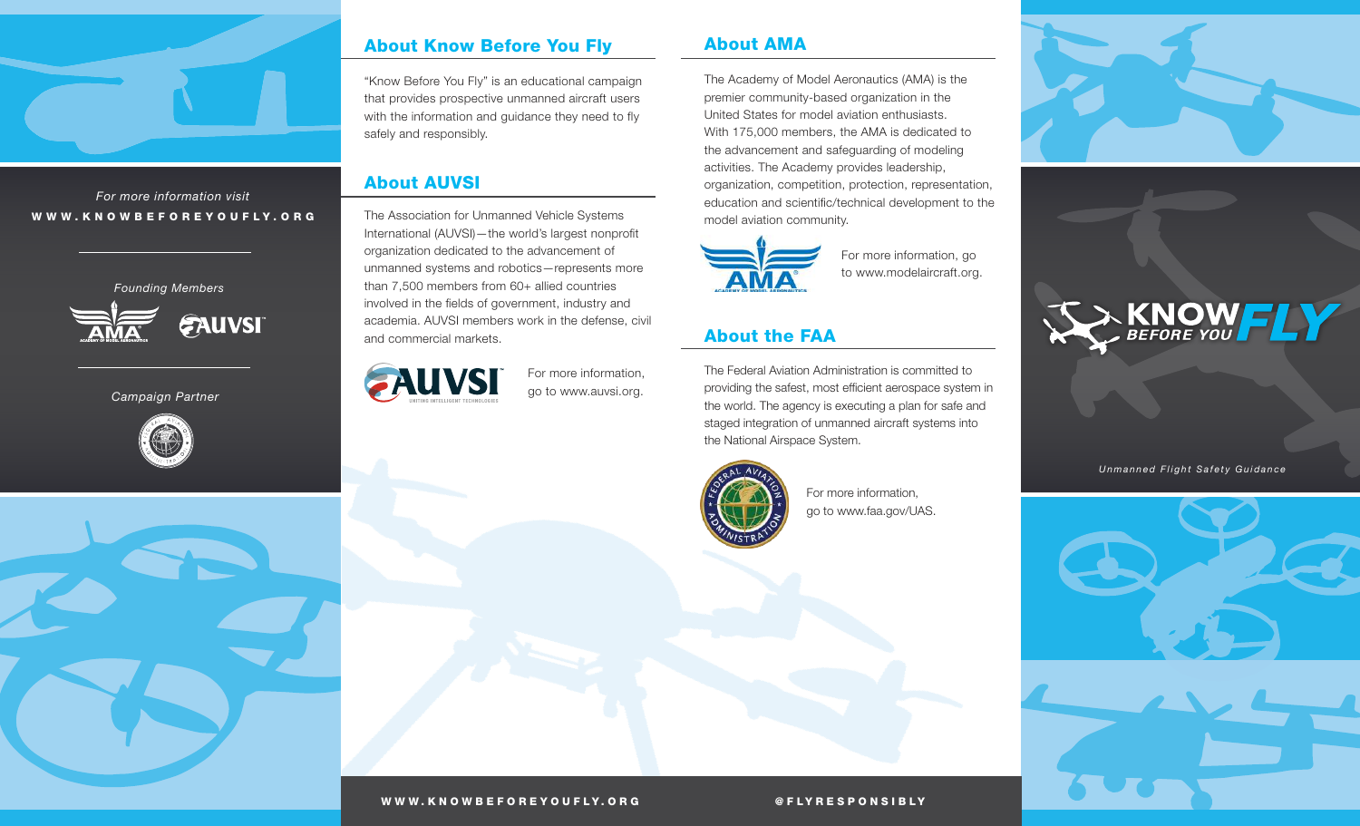*For more information visit*
**WWW.KNOWBEFOREYOUFLY.ORG**

*Founding Members*

*Campaign Partner*

## About Know Before You Fly

"Know Before You Fly" is an educational campaign that provides prospective unmanned aircraft users with the information and guidance they need to fly safely and responsibly.

## About AUVSI

The Association for Unmanned Vehicle Systems International (AUVSI)—the world's largest nonprofit organization dedicated to the advancement of unmanned systems and robotics—represents more than 7,500 members from 60+ allied countries involved in the fields of government, industry and academia. AUVSI members work in the defense, civil and commercial markets.

For more information, go to www.auvsi.org.

## About AMA

The Academy of Model Aeronautics (AMA) is the premier community-based organization in the United States for model aviation enthusiasts. With 175,000 members, the AMA is dedicated to the advancement and safeguarding of modeling activities. The Academy provides leadership, organization, competition, protection, representation, education and scientific/technical development to the model aviation community.

For more information, go to www.modelaircraft.org.

## About the FAA

The Federal Aviation Administration is committed to providing the safest, most efficient aerospace system in the world. The agency is executing a plan for safe and staged integration of unmanned aircraft systems into the National Airspace System.

For more information, go to www.faa.gov/UAS.

**WWW.KNOWBEFOREYOUFLY.ORG** **@FLYRESPONSIBLY**

# KNOW BEFORE YOU FLY

*Unmanned Flight Safety Guidance*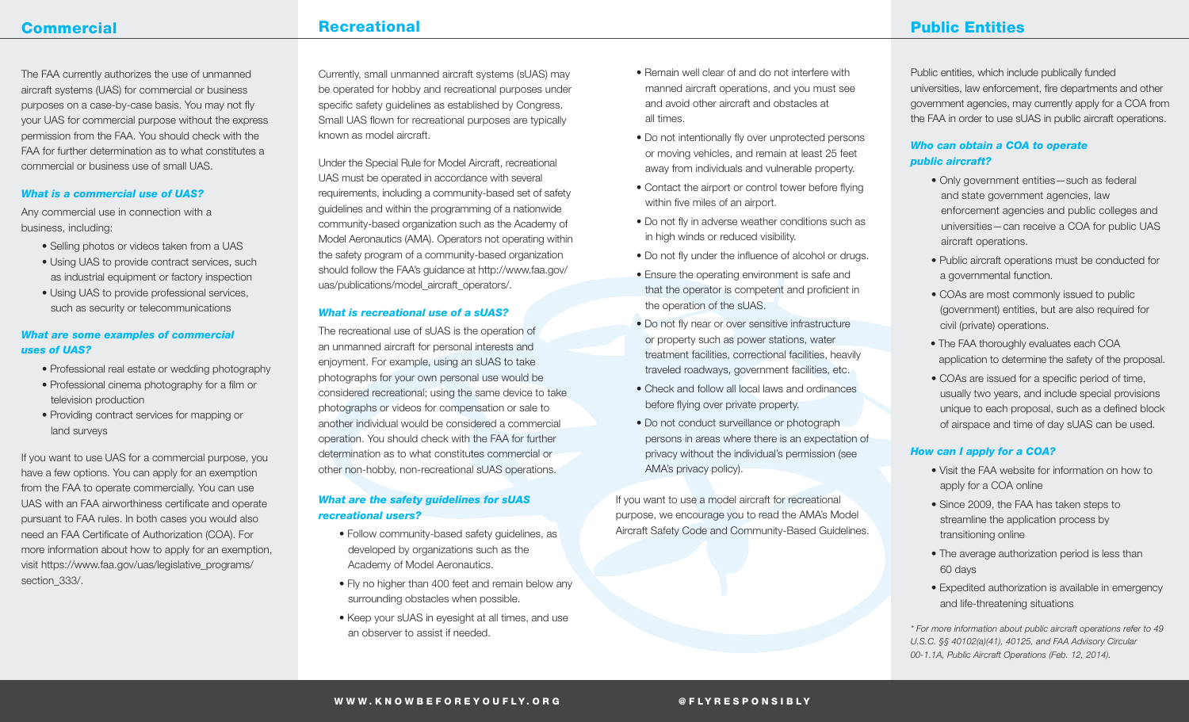## Commercial

The FAA currently authorizes the use of unmanned aircraft systems (UAS) for commercial or business purposes on a case-by-case basis. You may not fly your UAS for commercial purpose without the express permission from the FAA. You should check with the FAA for further determination as to what constitutes a commercial or business use of small UAS.

### *What is a commercial use of UAS?*

Any commercial use in connection with a business, including:

- Selling photos or videos taken from a UAS
- Using UAS to provide contract services, such as industrial equipment or factory inspection
- Using UAS to provide professional services, such as security or telecommunications

### *What are some examples of commercial uses of UAS?*

- Professional real estate or wedding photography
- Professional cinema photography for a film or television production
- Providing contract services for mapping or land surveys

If you want to use UAS for a commercial purpose, you have a few options. You can apply for an exemption from the FAA to operate commercially. You can use UAS with an FAA airworthiness certificate and operate pursuant to FAA rules. In both cases you would also need an FAA Certificate of Authorization (COA). For more information about how to apply for an exemption, visit https://www.faa.gov/uas/legislative_programs/section_333/.

## Recreational

Currently, small unmanned aircraft systems (sUAS) may be operated for hobby and recreational purposes under specific safety guidelines as established by Congress. Small UAS flown for recreational purposes are typically known as model aircraft.

Under the Special Rule for Model Aircraft, recreational UAS must be operated in accordance with several requirements, including a community-based set of safety guidelines and within the programming of a nationwide community-based organization such as the Academy of Model Aeronautics (AMA). Operators not operating within the safety program of a community-based organization should follow the FAA's guidance at http://www.faa.gov/uas/publications/model_aircraft_operators/.

### *What is recreational use of a sUAS?*

The recreational use of sUAS is the operation of an unmanned aircraft for personal interests and enjoyment. For example, using an sUAS to take photographs for your own personal use would be considered recreational; using the same device to take photographs or videos for compensation or sale to another individual would be considered a commercial operation. You should check with the FAA for further determination as to what constitutes commercial or other non-hobby, non-recreational sUAS operations.

### *What are the safety guidelines for sUAS recreational users?*

- Follow community-based safety guidelines, as developed by organizations such as the Academy of Model Aeronautics.
- Fly no higher than 400 feet and remain below any surrounding obstacles when possible.
- Keep your sUAS in eyesight at all times, and use an observer to assist if needed.
- Remain well clear of and do not interfere with manned aircraft operations, and you must see and avoid other aircraft and obstacles at all times.
- Do not intentionally fly over unprotected persons or moving vehicles, and remain at least 25 feet away from individuals and vulnerable property.
- Contact the airport or control tower before flying within five miles of an airport.
- Do not fly in adverse weather conditions such as in high winds or reduced visibility.
- Do not fly under the influence of alcohol or drugs.
- Ensure the operating environment is safe and that the operator is competent and proficient in the operation of the sUAS.
- Do not fly near or over sensitive infrastructure or property such as power stations, water treatment facilities, correctional facilities, heavily traveled roadways, government facilities, etc.
- Check and follow all local laws and ordinances before flying over private property.
- Do not conduct surveillance or photograph persons in areas where there is an expectation of privacy without the individual's permission (see AMA's privacy policy).

If you want to use a model aircraft for recreational purpose, we encourage you to read the AMA's Model Aircraft Safety Code and Community-Based Guidelines.

## Public Entities

Public entities, which include publically funded universities, law enforcement, fire departments and other government agencies, may currently apply for a COA from the FAA in order to use sUAS in public aircraft operations.

### *Who can obtain a COA to operate public aircraft?*

- Only government entities—such as federal and state government agencies, law enforcement agencies and public colleges and universities—can receive a COA for public UAS aircraft operations.
- Public aircraft operations must be conducted for a governmental function.
- COAs are most commonly issued to public (government) entities, but are also required for civil (private) operations.
- The FAA thoroughly evaluates each COA application to determine the safety of the proposal.
- COAs are issued for a specific period of time, usually two years, and include special provisions unique to each proposal, such as a defined block of airspace and time of day sUAS can be used.

### *How can I apply for a COA?*

- Visit the FAA website for information on how to apply for a COA online
- Since 2009, the FAA has taken steps to streamline the application process by transitioning online
- The average authorization period is less than 60 days
- Expedited authorization is available in emergency and life-threatening situations

*\* For more information about public aircraft operations refer to 49 U.S.C. §§ 40102(a)(41), 40125, and FAA Advisory Circular 00-1.1A, Public Aircraft Operations (Feb. 12, 2014).*

WWW.KNOWBEFOREYOUFLY.ORG

@FLYRESPONSIBLY